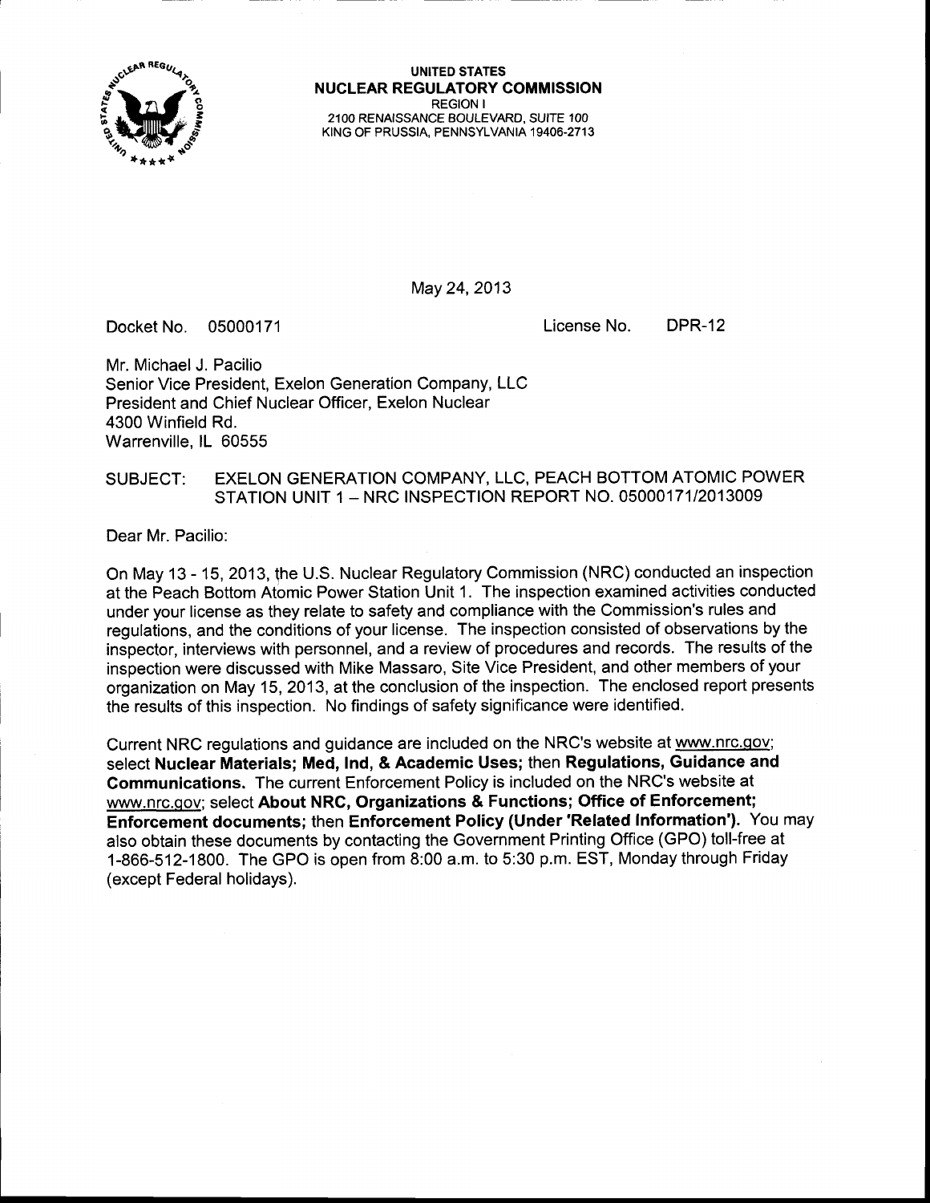UNITED STATES
**NUCLEAR REGULATORY COMMISSION**
REGION I
2100 RENAISSANCE BOULEVARD, SUITE 100
KING OF PRUSSIA, PENNSYLVANIA 19406-2713

May 24, 2013

Docket No. 05000171 License No. DPR-12

Mr. Michael J. Pacilio
Senior Vice President, Exelon Generation Company, LLC
President and Chief Nuclear Officer, Exelon Nuclear
4300 Winfield Rd.
Warrenville, IL 60555

SUBJECT: EXELON GENERATION COMPANY, LLC, PEACH BOTTOM ATOMIC POWER STATION UNIT 1 – NRC INSPECTION REPORT NO. 05000171/2013009

Dear Mr. Pacilio:

On May 13 - 15, 2013, the U.S. Nuclear Regulatory Commission (NRC) conducted an inspection at the Peach Bottom Atomic Power Station Unit 1. The inspection examined activities conducted under your license as they relate to safety and compliance with the Commission's rules and regulations, and the conditions of your license. The inspection consisted of observations by the inspector, interviews with personnel, and a review of procedures and records. The results of the inspection were discussed with Mike Massaro, Site Vice President, and other members of your organization on May 15, 2013, at the conclusion of the inspection. The enclosed report presents the results of this inspection. No findings of safety significance were identified.

Current NRC regulations and guidance are included on the NRC's website at www.nrc.gov; select **Nuclear Materials; Med, Ind, & Academic Uses;** then **Regulations, Guidance and Communications.** The current Enforcement Policy is included on the NRC's website at www.nrc.gov; select **About NRC, Organizations & Functions; Office of Enforcement; Enforcement documents;** then **Enforcement Policy (Under 'Related Information').** You may also obtain these documents by contacting the Government Printing Office (GPO) toll-free at 1-866-512-1800. The GPO is open from 8:00 a.m. to 5:30 p.m. EST, Monday through Friday (except Federal holidays).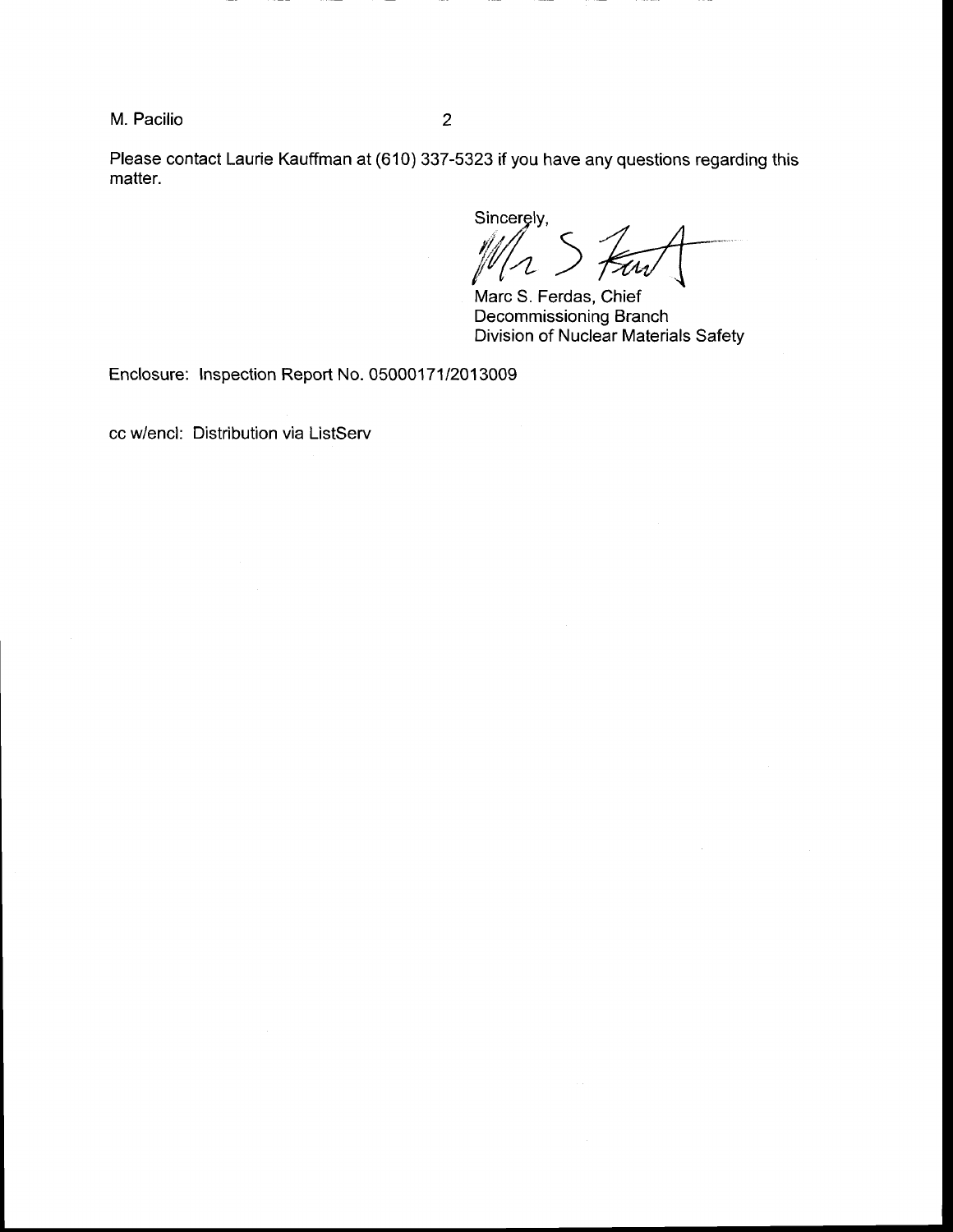Please contact Laurie Kauffman at (610) 337-5323 if you have any questions regarding this matter.

Sincerely,

Marc S. Ferdas, Chief
Decommissioning Branch
Division of Nuclear Materials Safety

Enclosure: Inspection Report No. 05000171/2013009

cc w/encl: Distribution via ListServ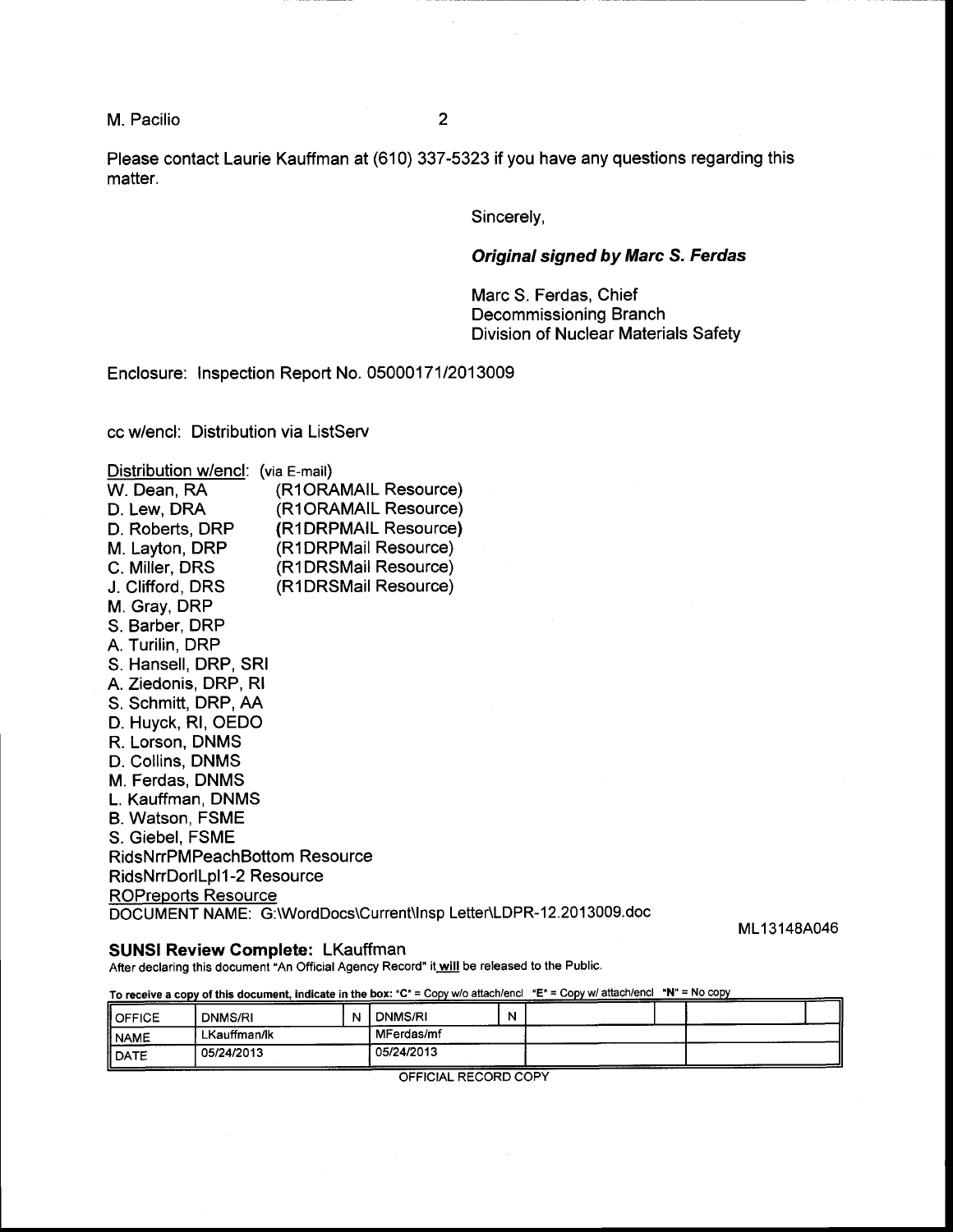M. Pacilio

Please contact Laurie Kauffman at (610) 337-5323 if you have any questions regarding this matter.

Sincerely,

***Original signed by Marc S. Ferdas***

Marc S. Ferdas, Chief
Decommissioning Branch
Division of Nuclear Materials Safety

Enclosure: Inspection Report No. 05000171/2013009

cc w/encl: Distribution via ListServ

Distribution w/encl: (via E-mail)
W. Dean, RA (R1ORAMAIL Resource)
D. Lew, DRA (R1ORAMAIL Resource)
D. Roberts, DRP (R1DRPMAIL Resource)
M. Layton, DRP (R1DRPMail Resource)
C. Miller, DRS (R1DRSMail Resource)
J. Clifford, DRS (R1DRSMail Resource)
M. Gray, DRP
S. Barber, DRP
A. Turilin, DRP
S. Hansell, DRP, SRI
A. Ziedonis, DRP, RI
S. Schmitt, DRP, AA
D. Huyck, RI, OEDO
R. Lorson, DNMS
D. Collins, DNMS
M. Ferdas, DNMS
L. Kauffman, DNMS
B. Watson, FSME
S. Giebel, FSME
RidsNrrPMPeachBottom Resource
RidsNrrDorlLpl1-2 Resource
ROPreports Resource
DOCUMENT NAME: G:\WordDocs\Current\Insp Letter\LDPR-12.2013009.doc

ML13148A046

**SUNSI Review Complete:** LKauffman
After declaring this document "An Official Agency Record" it will be released to the Public.

To receive a copy of this document, indicate in the box: "C" = Copy w/o attach/encl "E" = Copy w/ attach/encl "N" = No copy

| OFFICE | DNMS/RI | N | DNMS/RI | N | | | | |
|---|---|---|---|---|---|---|---|---|
| NAME | LKauffman/lk | | MFerdas/mf | | | | | |
| DATE | 05/24/2013 | | 05/24/2013 | | | | | |

OFFICIAL RECORD COPY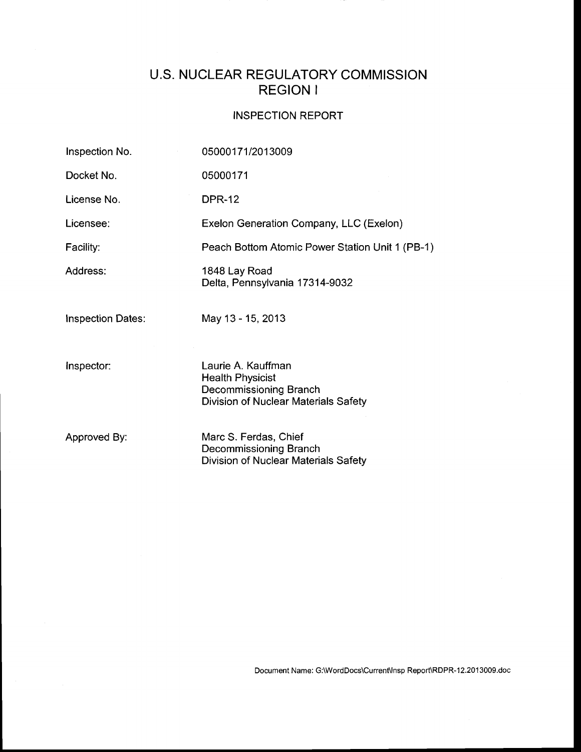# U.S. NUCLEAR REGULATORY COMMISSION
# REGION I

## INSPECTION REPORT

| | |
|---|---|
| Inspection No. | 05000171/2013009 |
| Docket No. | 05000171 |
| License No. | DPR-12 |
| Licensee: | Exelon Generation Company, LLC (Exelon) |
| Facility: | Peach Bottom Atomic Power Station Unit 1 (PB-1) |
| Address: | 1848 Lay Road<br>Delta, Pennsylvania 17314-9032 |
| Inspection Dates: | May 13 - 15, 2013 |
| Inspector: | Laurie A. Kauffman<br>Health Physicist<br>Decommissioning Branch<br>Division of Nuclear Materials Safety |
| Approved By: | Marc S. Ferdas, Chief<br>Decommissioning Branch<br>Division of Nuclear Materials Safety |

Document Name: G:\WordDocs\Current\Insp Report\RDPR-12.2013009.doc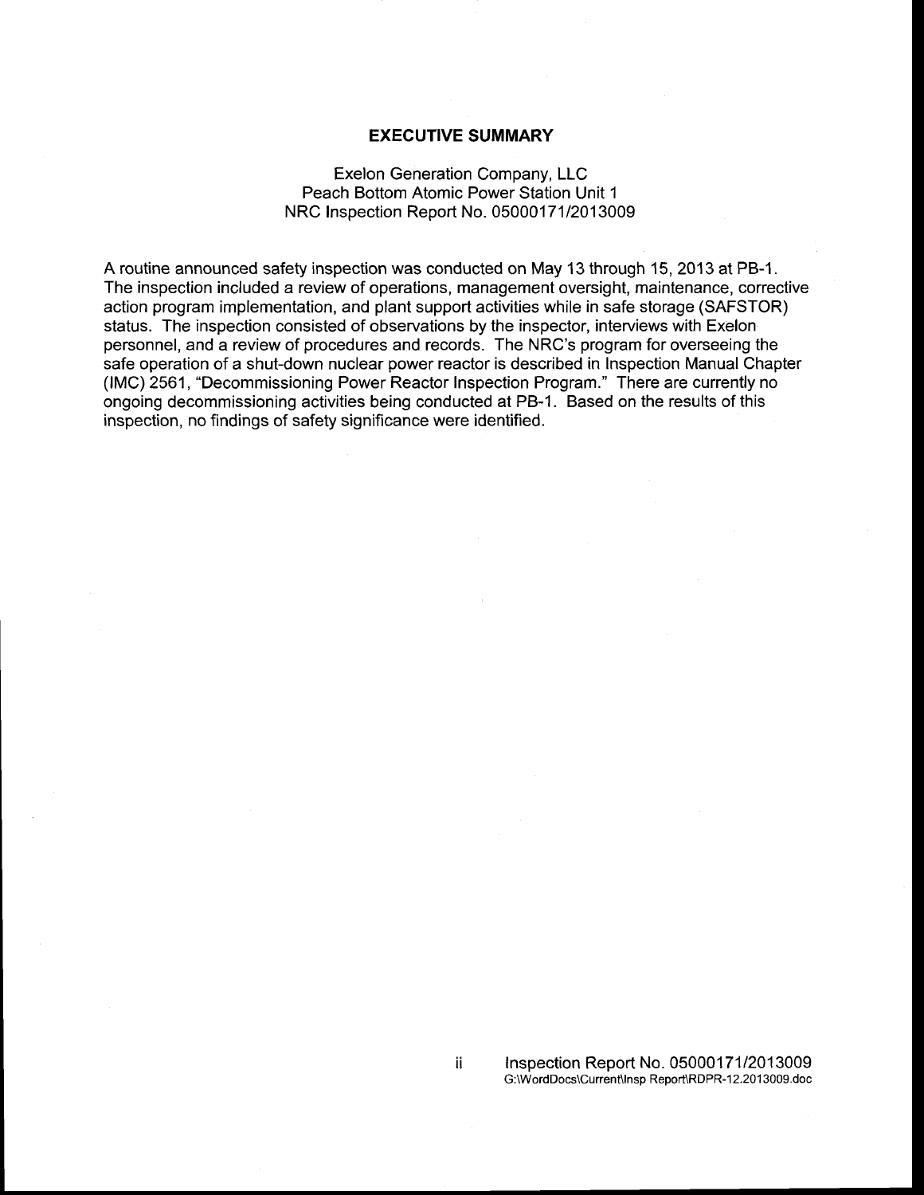# EXECUTIVE SUMMARY

Exelon Generation Company, LLC
Peach Bottom Atomic Power Station Unit 1
NRC Inspection Report No. 05000171/2013009

A routine announced safety inspection was conducted on May 13 through 15, 2013 at PB-1. The inspection included a review of operations, management oversight, maintenance, corrective action program implementation, and plant support activities while in safe storage (SAFSTOR) status. The inspection consisted of observations by the inspector, interviews with Exelon personnel, and a review of procedures and records. The NRC's program for overseeing the safe operation of a shut-down nuclear power reactor is described in Inspection Manual Chapter (IMC) 2561, "Decommissioning Power Reactor Inspection Program." There are currently no ongoing decommissioning activities being conducted at PB-1. Based on the results of this inspection, no findings of safety significance were identified.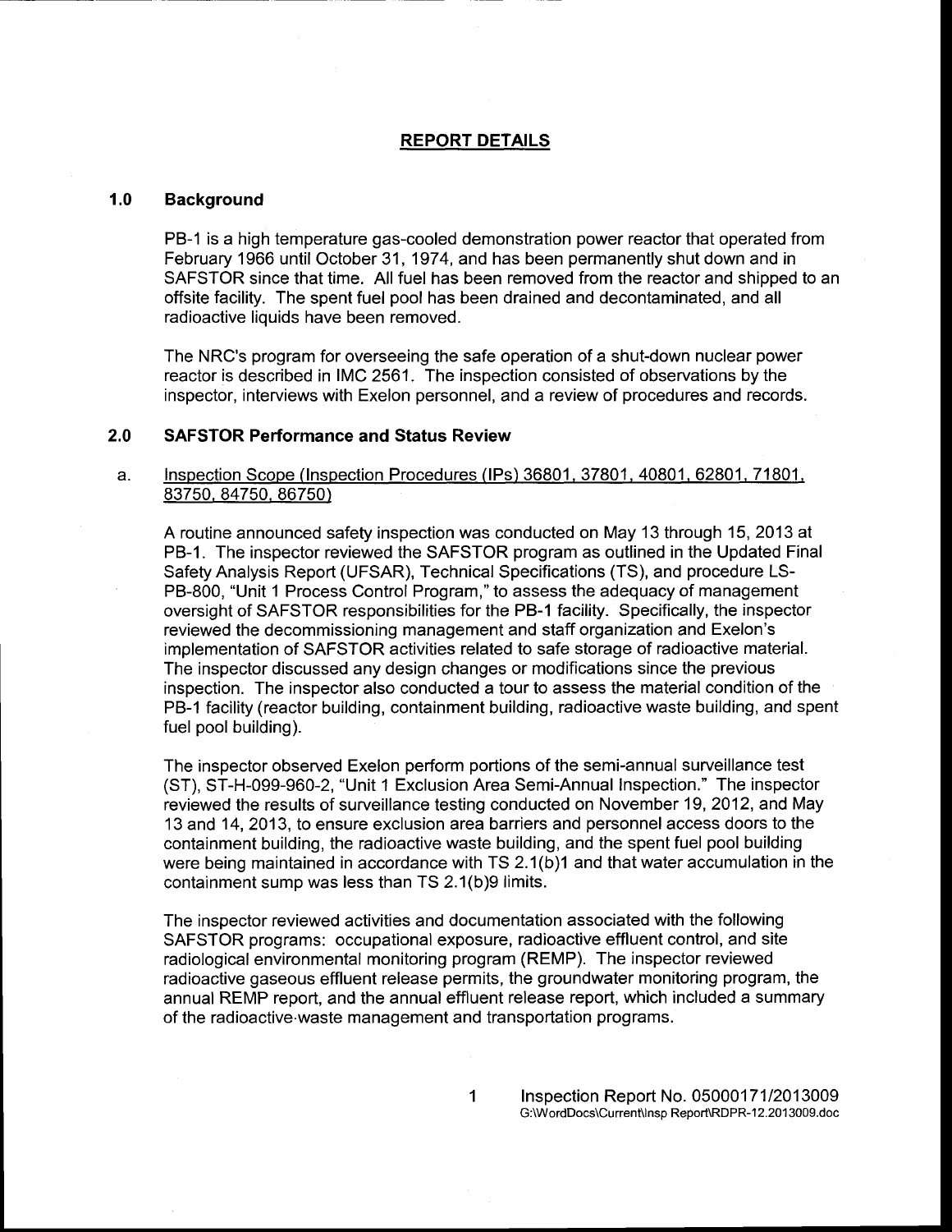# REPORT DETAILS

## 1.0 Background

PB-1 is a high temperature gas-cooled demonstration power reactor that operated from February 1966 until October 31, 1974, and has been permanently shut down and in SAFSTOR since that time. All fuel has been removed from the reactor and shipped to an offsite facility. The spent fuel pool has been drained and decontaminated, and all radioactive liquids have been removed.

The NRC's program for overseeing the safe operation of a shut-down nuclear power reactor is described in IMC 2561. The inspection consisted of observations by the inspector, interviews with Exelon personnel, and a review of procedures and records.

## 2.0 SAFSTOR Performance and Status Review

a. Inspection Scope (Inspection Procedures (IPs) 36801, 37801, 40801, 62801, 71801, 83750, 84750, 86750)

A routine announced safety inspection was conducted on May 13 through 15, 2013 at PB-1. The inspector reviewed the SAFSTOR program as outlined in the Updated Final Safety Analysis Report (UFSAR), Technical Specifications (TS), and procedure LS-PB-800, "Unit 1 Process Control Program," to assess the adequacy of management oversight of SAFSTOR responsibilities for the PB-1 facility. Specifically, the inspector reviewed the decommissioning management and staff organization and Exelon's implementation of SAFSTOR activities related to safe storage of radioactive material. The inspector discussed any design changes or modifications since the previous inspection. The inspector also conducted a tour to assess the material condition of the PB-1 facility (reactor building, containment building, radioactive waste building, and spent fuel pool building).

The inspector observed Exelon perform portions of the semi-annual surveillance test (ST), ST-H-099-960-2, "Unit 1 Exclusion Area Semi-Annual Inspection." The inspector reviewed the results of surveillance testing conducted on November 19, 2012, and May 13 and 14, 2013, to ensure exclusion area barriers and personnel access doors to the containment building, the radioactive waste building, and the spent fuel pool building were being maintained in accordance with TS 2.1(b)1 and that water accumulation in the containment sump was less than TS 2.1(b)9 limits.

The inspector reviewed activities and documentation associated with the following SAFSTOR programs: occupational exposure, radioactive effluent control, and site radiological environmental monitoring program (REMP). The inspector reviewed radioactive gaseous effluent release permits, the groundwater monitoring program, the annual REMP report, and the annual effluent release report, which included a summary of the radioactive waste management and transportation programs.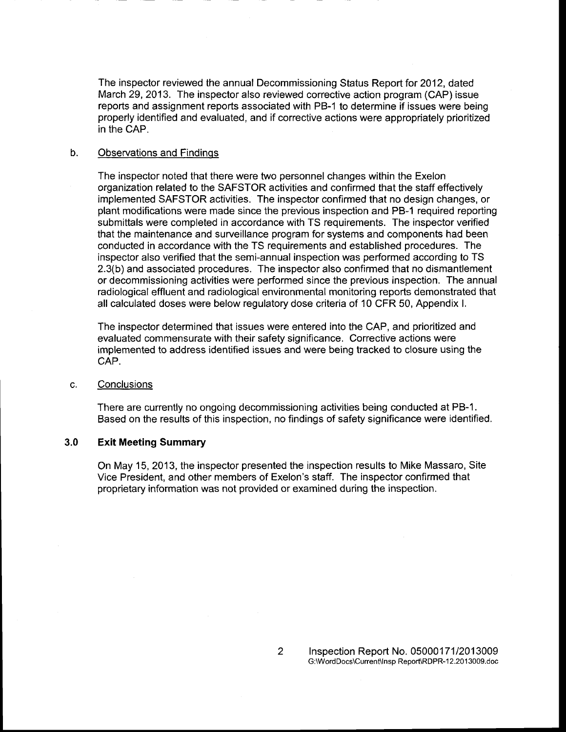The inspector reviewed the annual Decommissioning Status Report for 2012, dated March 29, 2013. The inspector also reviewed corrective action program (CAP) issue reports and assignment reports associated with PB-1 to determine if issues were being properly identified and evaluated, and if corrective actions were appropriately prioritized in the CAP.

b. Observations and Findings

The inspector noted that there were two personnel changes within the Exelon organization related to the SAFSTOR activities and confirmed that the staff effectively implemented SAFSTOR activities. The inspector confirmed that no design changes, or plant modifications were made since the previous inspection and PB-1 required reporting submittals were completed in accordance with TS requirements. The inspector verified that the maintenance and surveillance program for systems and components had been conducted in accordance with the TS requirements and established procedures. The inspector also verified that the semi-annual inspection was performed according to TS 2.3(b) and associated procedures. The inspector also confirmed that no dismantlement or decommissioning activities were performed since the previous inspection. The annual radiological effluent and radiological environmental monitoring reports demonstrated that all calculated doses were below regulatory dose criteria of 10 CFR 50, Appendix I.

The inspector determined that issues were entered into the CAP, and prioritized and evaluated commensurate with their safety significance. Corrective actions were implemented to address identified issues and were being tracked to closure using the CAP.

c. Conclusions

There are currently no ongoing decommissioning activities being conducted at PB-1. Based on the results of this inspection, no findings of safety significance were identified.

## 3.0 Exit Meeting Summary

On May 15, 2013, the inspector presented the inspection results to Mike Massaro, Site Vice President, and other members of Exelon's staff. The inspector confirmed that proprietary information was not provided or examined during the inspection.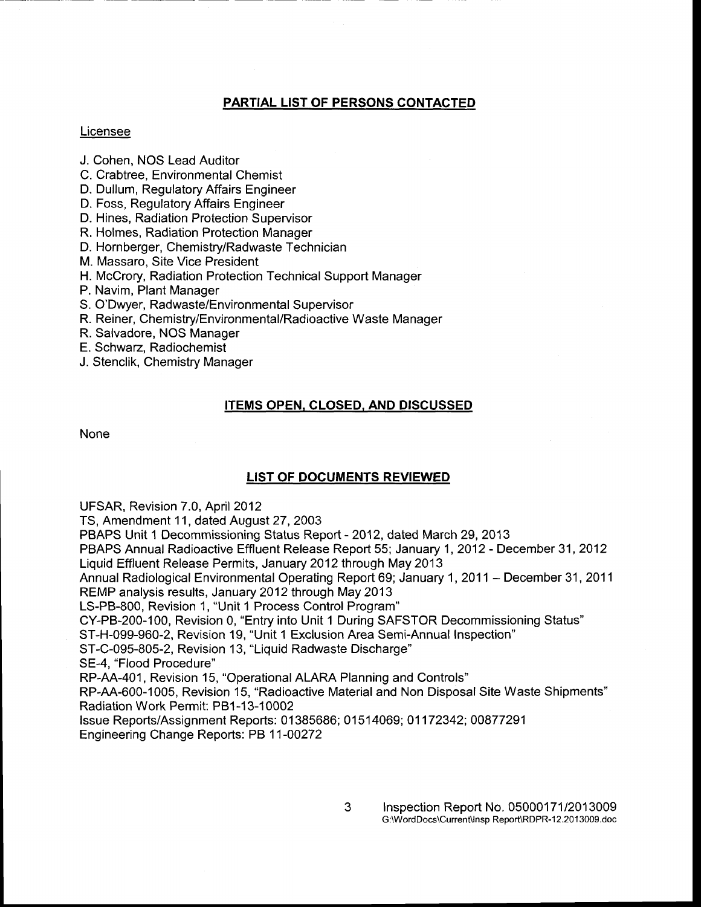## PARTIAL LIST OF PERSONS CONTACTED

Licensee

J. Cohen, NOS Lead Auditor
C. Crabtree, Environmental Chemist
D. Dullum, Regulatory Affairs Engineer
D. Foss, Regulatory Affairs Engineer
D. Hines, Radiation Protection Supervisor
R. Holmes, Radiation Protection Manager
D. Hornberger, Chemistry/Radwaste Technician
M. Massaro, Site Vice President
H. McCrory, Radiation Protection Technical Support Manager
P. Navim, Plant Manager
S. O'Dwyer, Radwaste/Environmental Supervisor
R. Reiner, Chemistry/Environmental/Radioactive Waste Manager
R. Salvadore, NOS Manager
E. Schwarz, Radiochemist
J. Stenclik, Chemistry Manager

## ITEMS OPEN, CLOSED, AND DISCUSSED

None

## LIST OF DOCUMENTS REVIEWED

UFSAR, Revision 7.0, April 2012
TS, Amendment 11, dated August 27, 2003
PBAPS Unit 1 Decommissioning Status Report - 2012, dated March 29, 2013
PBAPS Annual Radioactive Effluent Release Report 55; January 1, 2012 - December 31, 2012
Liquid Effluent Release Permits, January 2012 through May 2013
Annual Radiological Environmental Operating Report 69; January 1, 2011 – December 31, 2011
REMP analysis results, January 2012 through May 2013
LS-PB-800, Revision 1, "Unit 1 Process Control Program"
CY-PB-200-100, Revision 0, "Entry into Unit 1 During SAFSTOR Decommissioning Status"
ST-H-099-960-2, Revision 19, "Unit 1 Exclusion Area Semi-Annual Inspection"
ST-C-095-805-2, Revision 13, "Liquid Radwaste Discharge"
SE-4, "Flood Procedure"
RP-AA-401, Revision 15, "Operational ALARA Planning and Controls"
RP-AA-600-1005, Revision 15, "Radioactive Material and Non Disposal Site Waste Shipments"
Radiation Work Permit: PB1-13-10002
Issue Reports/Assignment Reports: 01385686; 01514069; 01172342; 00877291
Engineering Change Reports: PB 11-00272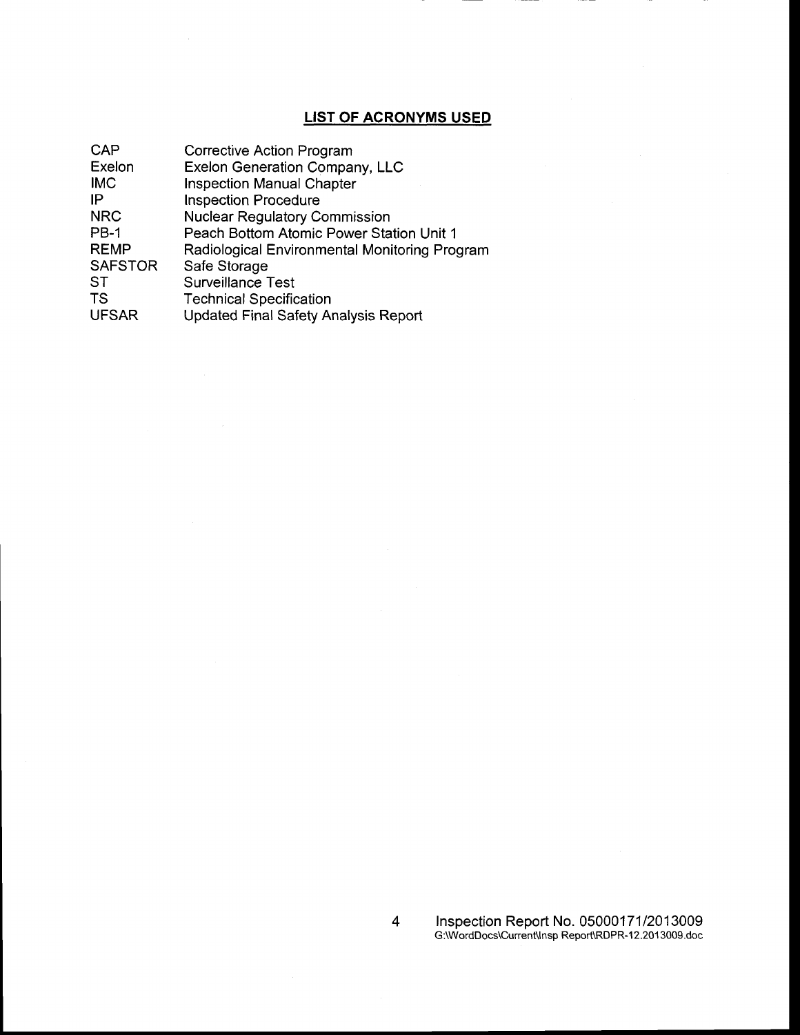## LIST OF ACRONYMS USED

| | |
|---|---|
| CAP | Corrective Action Program |
| Exelon | Exelon Generation Company, LLC |
| IMC | Inspection Manual Chapter |
| IP | Inspection Procedure |
| NRC | Nuclear Regulatory Commission |
| PB-1 | Peach Bottom Atomic Power Station Unit 1 |
| REMP | Radiological Environmental Monitoring Program |
| SAFSTOR | Safe Storage |
| ST | Surveillance Test |
| TS | Technical Specification |
| UFSAR | Updated Final Safety Analysis Report |